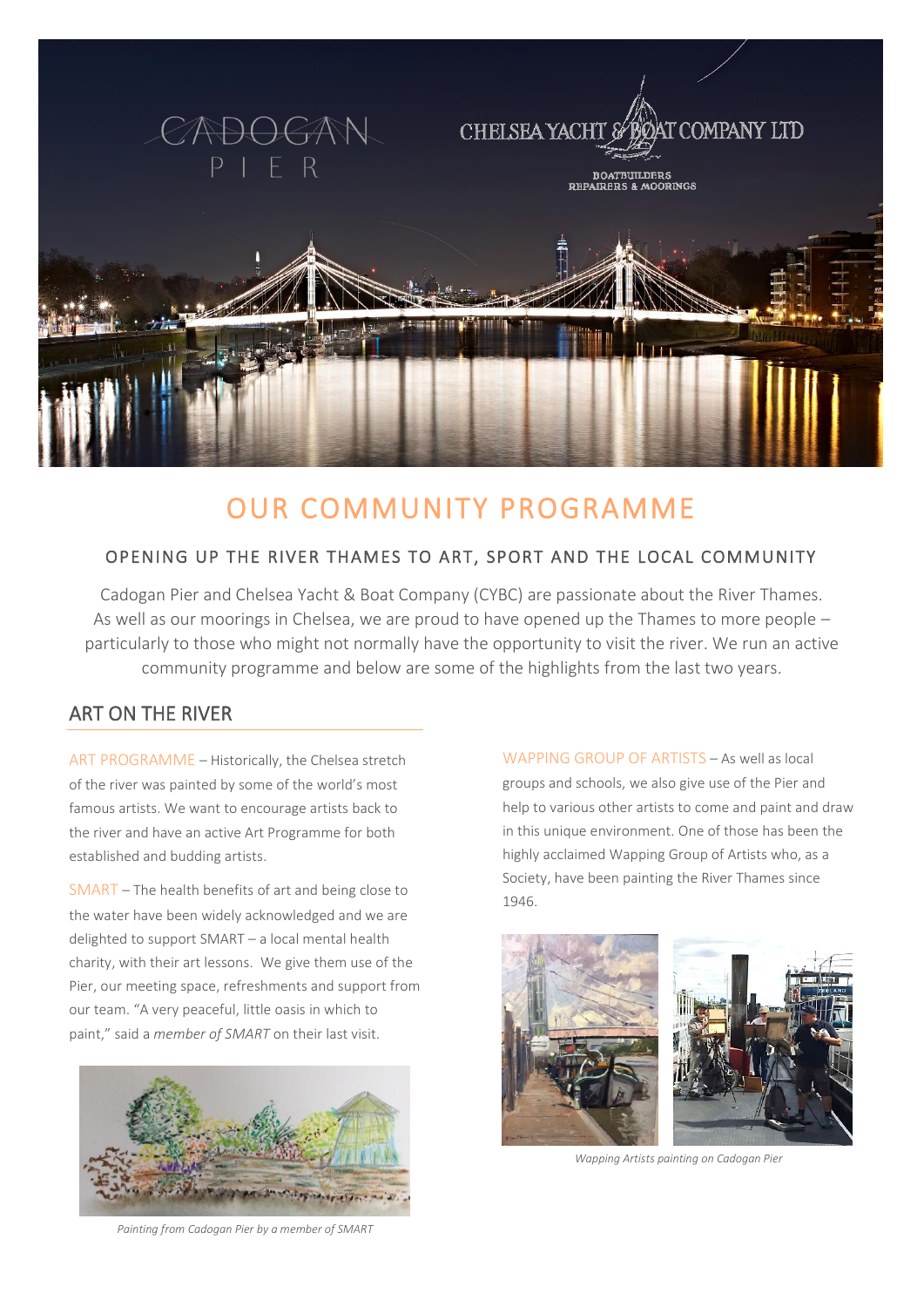# OUR COMMUNITY PROGRAMME

## OPENING UP THE RIVER THAMES TO ART, SPORT AND THE LOCAL COMMUNITY

Cadogan Pier and Chelsea Yacht & Boat Company (CYBC) are passionate about the River Thames. As well as our moorings in Chelsea, we are proud to have opened up the Thames to more people – particularly to those who might not normally have the opportunity to visit the river. We run an active community programme and below are some of the highlights from the last two years.

## ART ON THE RIVER

ART PROGRAMME – Historically, the Chelsea stretch of the river was painted by some of the world's most famous artists. We want to encourage artists back to the river and have an active Art Programme for both established and budding artists.

SMART – The health benefits of art and being close to the water have been widely acknowledged and we are delighted to support SMART – a local mental health charity, with their art lessons. We give them use of the Pier, our meeting space, refreshments and support from our team. "A very peaceful, little oasis in which to paint," said a *member of SMART* on their last visit.

*Painting from Cadogan Pier by a member of SMART*

WAPPING GROUP OF ARTISTS – As well as local groups and schools, we also give use of the Pier and help to various other artists to come and paint and draw in this unique environment. One of those has been the highly acclaimed Wapping Group of Artists who, as a Society, have been painting the River Thames since 1946.

*Wapping Artists painting on Cadogan Pier*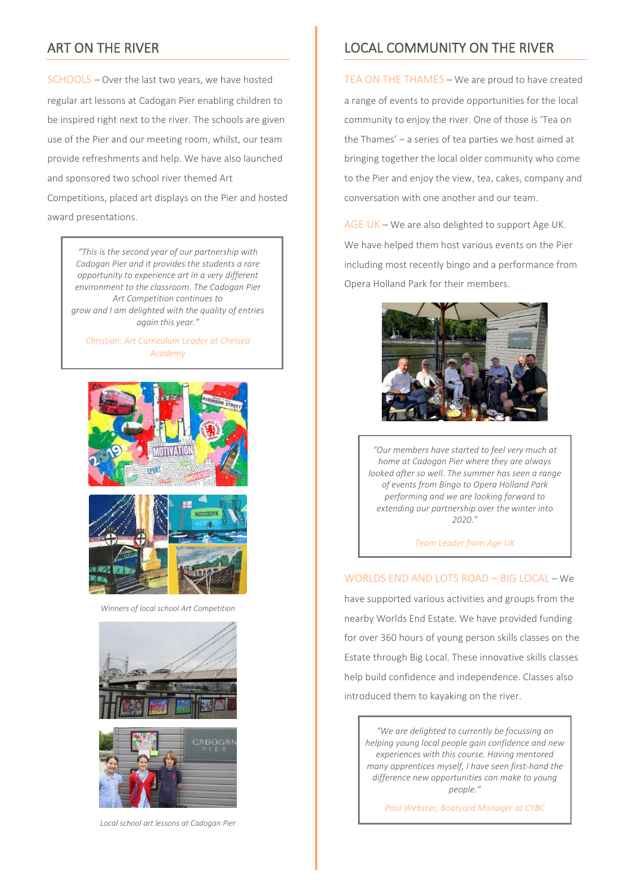## ART ON THE RIVER

SCHOOLS – Over the last two years, we have hosted regular art lessons at Cadogan Pier enabling children to be inspired right next to the river. The schools are given use of the Pier and our meeting room, whilst, our team provide refreshments and help. We have also launched and sponsored two school river themed Art Competitions, placed art displays on the Pier and hosted award presentations.

> *"This is the second year of our partnership with Cadogan Pier and it provides the students a rare opportunity to experience art in a very different environment to the classroom. The Cadogan Pier Art Competition continues to grow and I am delighted with the quality of entries again this year."*
>
> Christian, Art Curriculum Leader at Chelsea Academy

*Winners of local school Art Competition*

*Local school art lessons at Cadogan Pier*

## LOCAL COMMUNITY ON THE RIVER

TEA ON THE THAMES – We are proud to have created a range of events to provide opportunities for the local community to enjoy the river. One of those is 'Tea on the Thames' – a series of tea parties we host aimed at bringing together the local older community who come to the Pier and enjoy the view, tea, cakes, company and conversation with one another and our team.

AGE UK – We are also delighted to support Age UK. We have helped them host various events on the Pier including most recently bingo and a performance from Opera Holland Park for their members.

> *"Our members have started to feel very much at home at Cadogan Pier where they are always looked after so well. The summer has seen a range of events from Bingo to Opera Holland Park performing and we are looking forward to extending our partnership over the winter into 2020."*
>
> Team Leader from Age UK

WORLDS END AND LOTS ROAD – BIG LOCAL – We have supported various activities and groups from the nearby Worlds End Estate. We have provided funding for over 360 hours of young person skills classes on the Estate through Big Local. These innovative skills classes help build confidence and independence. Classes also introduced them to kayaking on the river.

> *"We are delighted to currently be focussing on helping young local people gain confidence and new experiences with this course. Having mentored many apprentices myself, I have seen first-hand the difference new opportunities can make to young people."*
>
> Paul Webster, Boatyard Manager at CYBC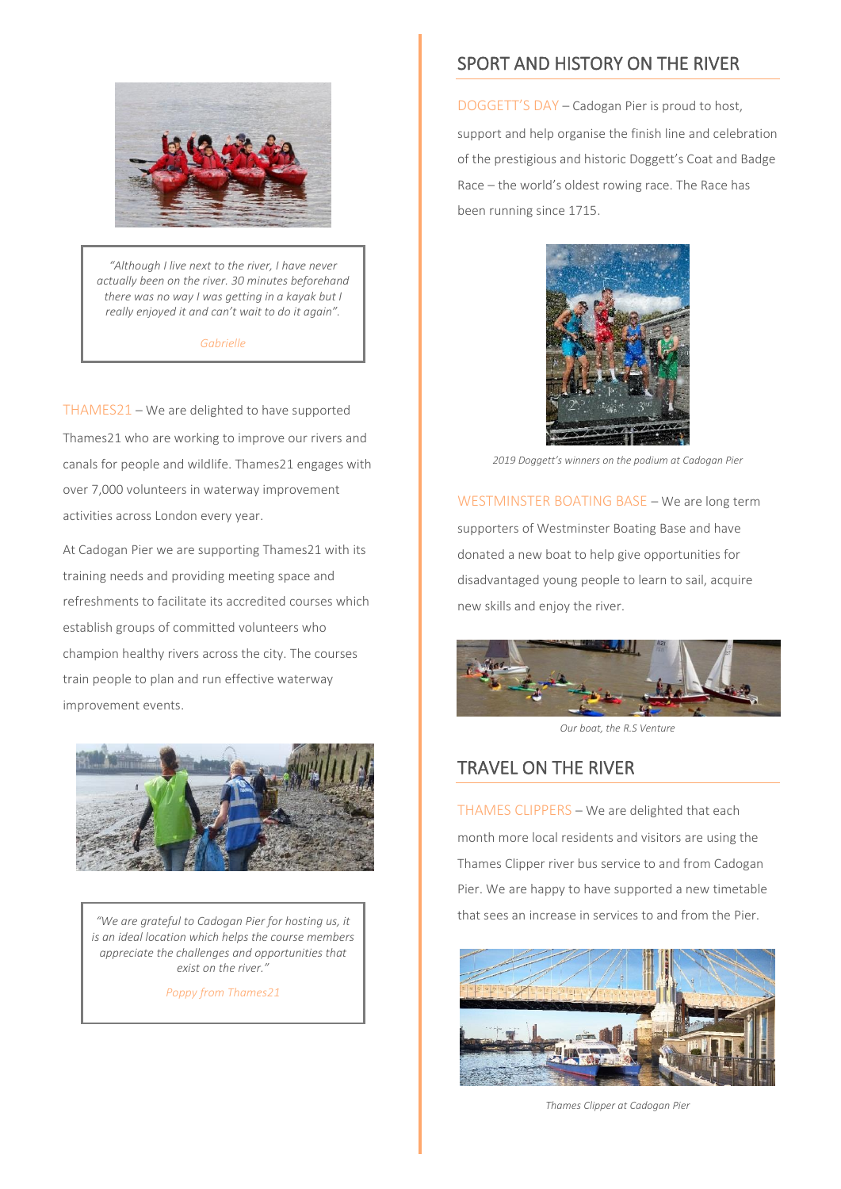> *"Although I live next to the river, I have never actually been on the river. 30 minutes beforehand there was no way I was getting in a kayak but I really enjoyed it and can't wait to do it again".*
>
> *Gabrielle*

THAMES21 – We are delighted to have supported Thames21 who are working to improve our rivers and canals for people and wildlife. Thames21 engages with over 7,000 volunteers in waterway improvement activities across London every year.

At Cadogan Pier we are supporting Thames21 with its training needs and providing meeting space and refreshments to facilitate its accredited courses which establish groups of committed volunteers who champion healthy rivers across the city. The courses train people to plan and run effective waterway improvement events.

> *"We are grateful to Cadogan Pier for hosting us, it is an ideal location which helps the course members appreciate the challenges and opportunities that exist on the river."*
>
> *Poppy from Thames21*

## SPORT AND HISTORY ON THE RIVER

DOGGETT'S DAY – Cadogan Pier is proud to host, support and help organise the finish line and celebration of the prestigious and historic Doggett's Coat and Badge Race – the world's oldest rowing race. The Race has been running since 1715.

*2019 Doggett's winners on the podium at Cadogan Pier*

WESTMINSTER BOATING BASE – We are long term supporters of Westminster Boating Base and have donated a new boat to help give opportunities for disadvantaged young people to learn to sail, acquire new skills and enjoy the river.

*Our boat, the R.S Venture*

## TRAVEL ON THE RIVER

THAMES CLIPPERS – We are delighted that each month more local residents and visitors are using the Thames Clipper river bus service to and from Cadogan Pier. We are happy to have supported a new timetable that sees an increase in services to and from the Pier.

*Thames Clipper at Cadogan Pier*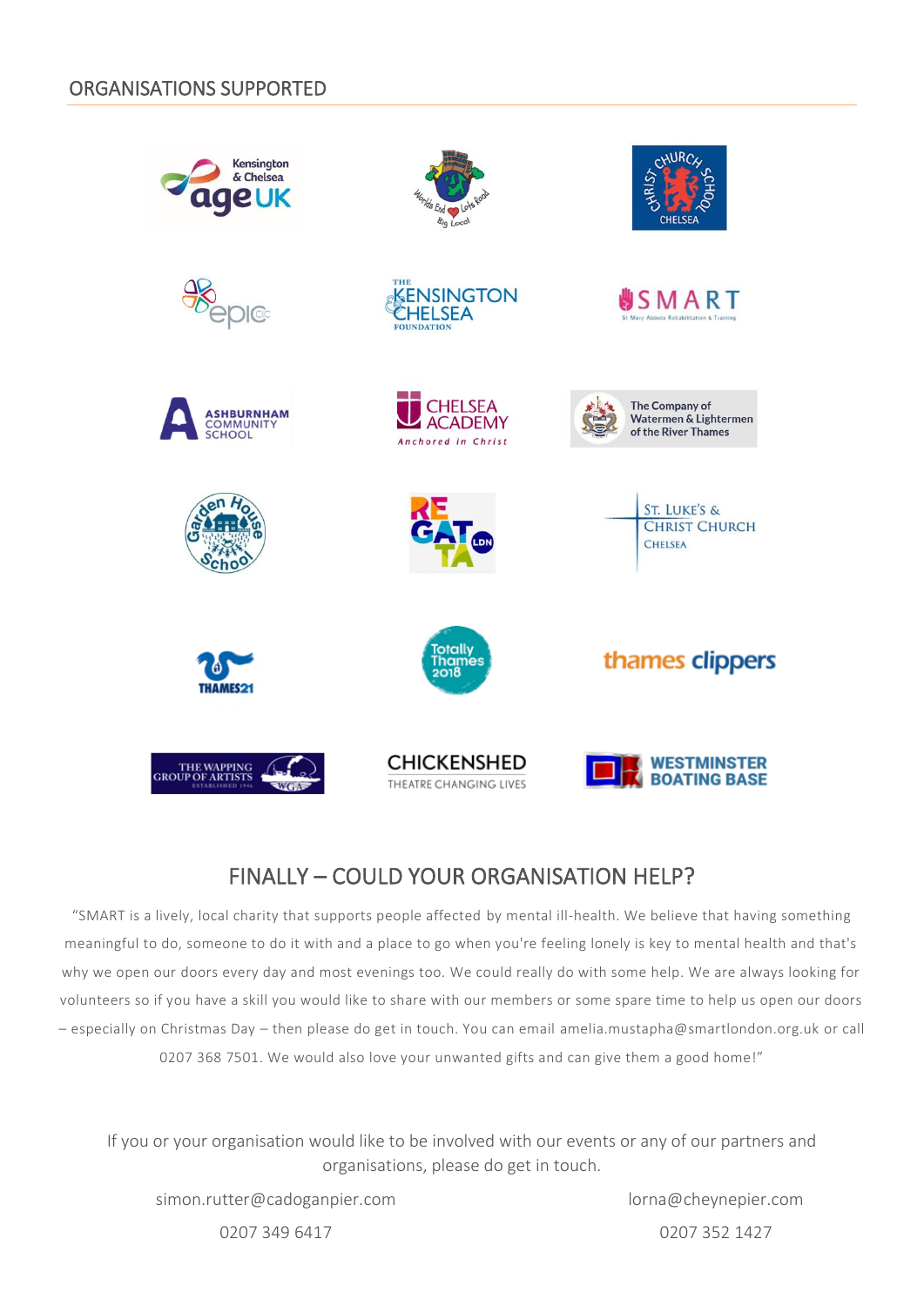## ORGANISATIONS SUPPORTED

Kensington & Chelsea age UK

Worlds End Lots Road Big Local

Christ Church School Chelsea

epic cic

The Kensington Chelsea Foundation

SMART St Mary Abbots Rehabilitation & Training

Ashburnham Community School

Chelsea Academy Anchored in Christ

The Company of Watermen & Lightermen of the River Thames

Garden House School

Regatta LDN

St. Luke's & Christ Church Chelsea

Thames21

Totally Thames 2018

thames clippers

The Wapping Group of Artists Established 1946 WGA

CHICKENSHED THEATRE CHANGING LIVES

WESTMINSTER BOATING BASE

## FINALLY – COULD YOUR ORGANISATION HELP?

"SMART is a lively, local charity that supports people affected by mental ill-health. We believe that having something meaningful to do, someone to do it with and a place to go when you're feeling lonely is key to mental health and that's why we open our doors every day and most evenings too. We could really do with some help. We are always looking for volunteers so if you have a skill you would like to share with our members or some spare time to help us open our doors – especially on Christmas Day – then please do get in touch. You can email amelia.mustapha@smartlondon.org.uk or call 0207 368 7501. We would also love your unwanted gifts and can give them a good home!"

If you or your organisation would like to be involved with our events or any of our partners and organisations, please do get in touch.

simon.rutter@cadoganpier.com
0207 349 6417

lorna@cheynepier.com
0207 352 1427